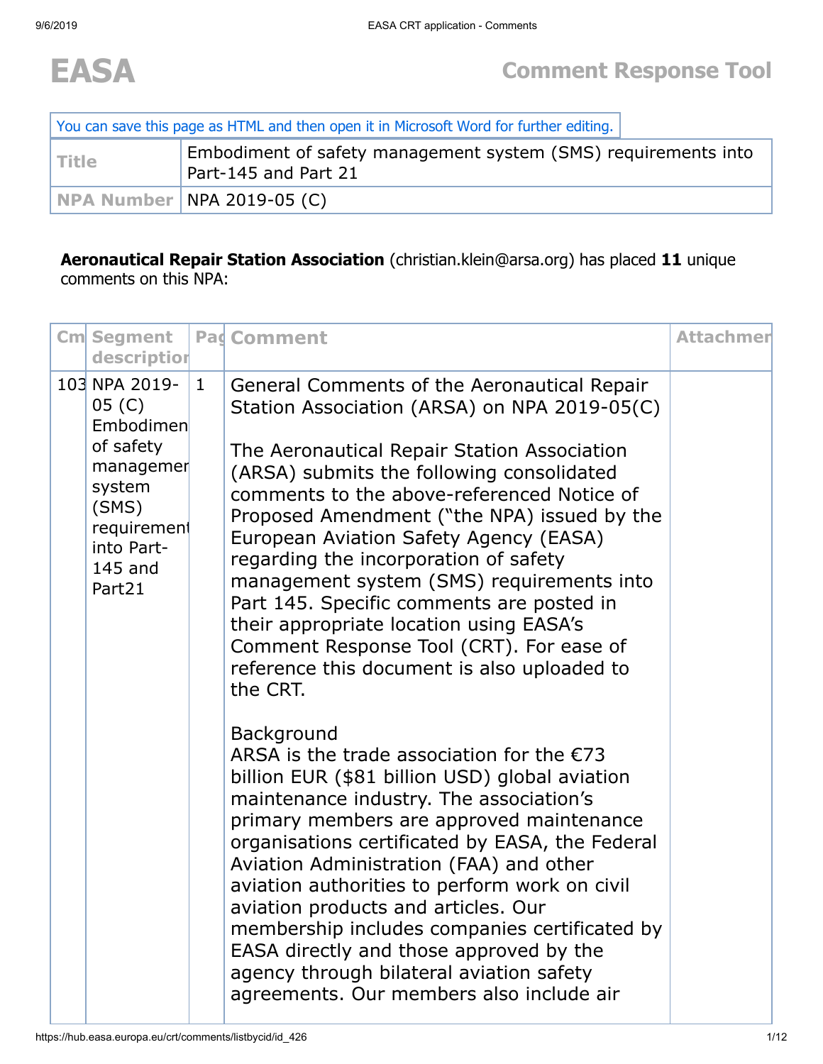# EASA

## Comment Response Tool

You can save this page as HTML and then open it in Microsoft Word for further editing.

| Title | Embodiment of safety management system (SMS) requirements into Part-145 and Part 21 |
| --- | --- |
| NPA Number | NPA 2019-05 (C) |

**Aeronautical Repair Station Association** (christian.klein@arsa.org) has placed **11** unique comments on this NPA:

| Cm | Segment description | Pag | Comment | Attachmer |
| --- | --- | --- | --- | --- |
| 103 | NPA 2019-05 (C) Embodiment of safety management system (SMS) requirements into Part-145 and Part21 | 1 | General Comments of the Aeronautical Repair Station Association (ARSA) on NPA 2019-05(C)<br><br>The Aeronautical Repair Station Association (ARSA) submits the following consolidated comments to the above-referenced Notice of Proposed Amendment ("the NPA) issued by the European Aviation Safety Agency (EASA) regarding the incorporation of safety management system (SMS) requirements into Part 145. Specific comments are posted in their appropriate location using EASA's Comment Response Tool (CRT). For ease of reference this document is also uploaded to the CRT.<br><br>Background<br>ARSA is the trade association for the €73 billion EUR ($81 billion USD) global aviation maintenance industry. The association's primary members are approved maintenance organisations certificated by EASA, the Federal Aviation Administration (FAA) and other aviation authorities to perform work on civil aviation products and articles. Our membership includes companies certificated by EASA directly and those approved by the agency through bilateral aviation safety agreements. Our members also include air | |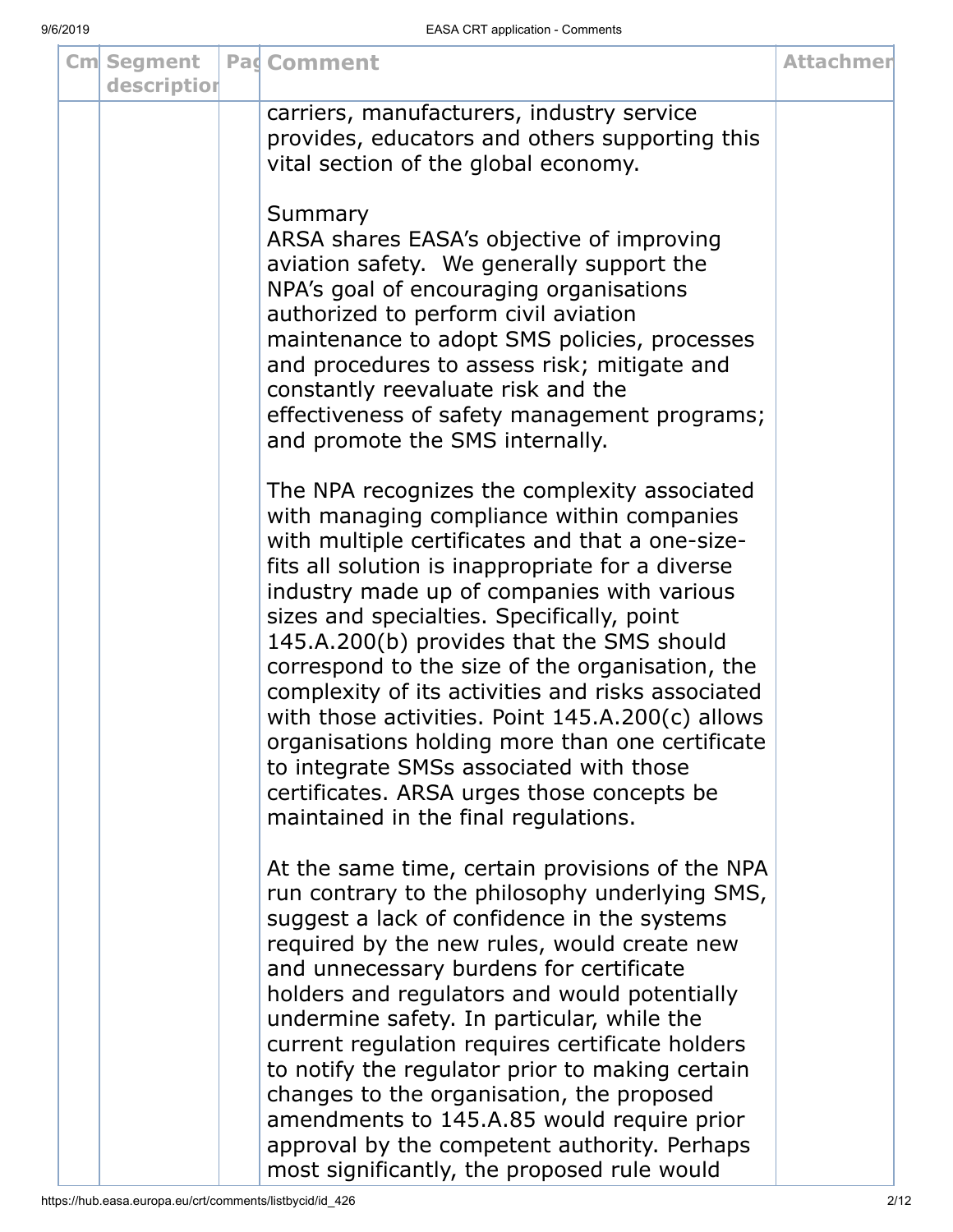| Cm | Segment description | Pag | Comment | Attachmen |
|---|---|---|---|---|
| | | | carriers, manufacturers, industry service provides, educators and others supporting this vital section of the global economy.<br><br>Summary<br>ARSA shares EASA's objective of improving aviation safety. We generally support the NPA's goal of encouraging organisations authorized to perform civil aviation maintenance to adopt SMS policies, processes and procedures to assess risk; mitigate and constantly reevaluate risk and the effectiveness of safety management programs; and promote the SMS internally.<br><br>The NPA recognizes the complexity associated with managing compliance within companies with multiple certificates and that a one-size-fits all solution is inappropriate for a diverse industry made up of companies with various sizes and specialties. Specifically, point 145.A.200(b) provides that the SMS should correspond to the size of the organisation, the complexity of its activities and risks associated with those activities. Point 145.A.200(c) allows organisations holding more than one certificate to integrate SMSs associated with those certificates. ARSA urges those concepts be maintained in the final regulations.<br><br>At the same time, certain provisions of the NPA run contrary to the philosophy underlying SMS, suggest a lack of confidence in the systems required by the new rules, would create new and unnecessary burdens for certificate holders and regulators and would potentially undermine safety. In particular, while the current regulation requires certificate holders to notify the regulator prior to making certain changes to the organisation, the proposed amendments to 145.A.85 would require prior approval by the competent authority. Perhaps most significantly, the proposed rule would | |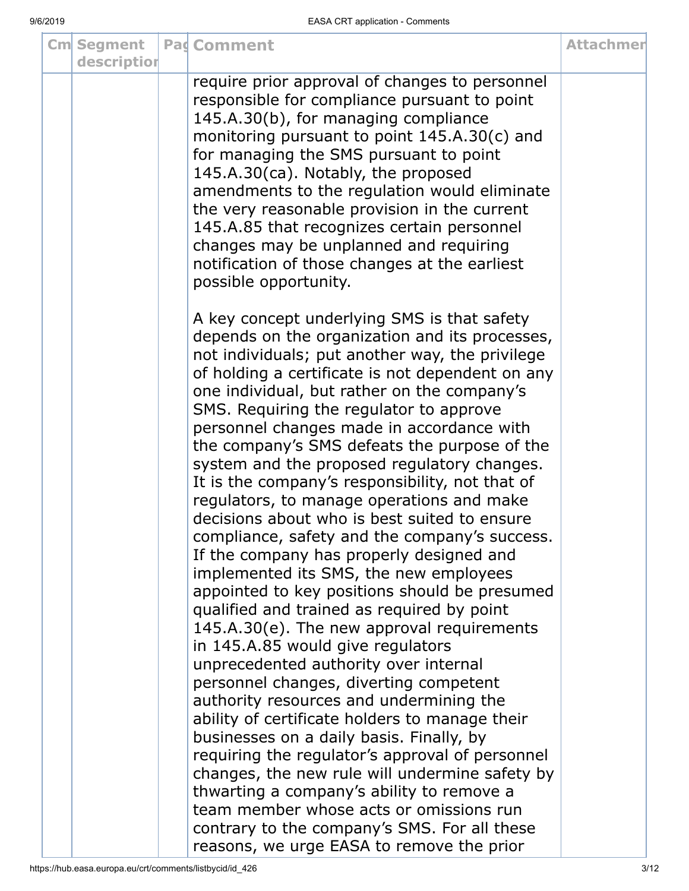| Cm | Segment description | Pag | Comment | Attachment |
|---|---|---|---|---|
| | | | require prior approval of changes to personnel responsible for compliance pursuant to point 145.A.30(b), for managing compliance monitoring pursuant to point 145.A.30(c) and for managing the SMS pursuant to point 145.A.30(ca). Notably, the proposed amendments to the regulation would eliminate the very reasonable provision in the current 145.A.85 that recognizes certain personnel changes may be unplanned and requiring notification of those changes at the earliest possible opportunity.<br><br>A key concept underlying SMS is that safety depends on the organization and its processes, not individuals; put another way, the privilege of holding a certificate is not dependent on any one individual, but rather on the company's SMS. Requiring the regulator to approve personnel changes made in accordance with the company's SMS defeats the purpose of the system and the proposed regulatory changes. It is the company's responsibility, not that of regulators, to manage operations and make decisions about who is best suited to ensure compliance, safety and the company's success. If the company has properly designed and implemented its SMS, the new employees appointed to key positions should be presumed qualified and trained as required by point 145.A.30(e). The new approval requirements in 145.A.85 would give regulators unprecedented authority over internal personnel changes, diverting competent authority resources and undermining the ability of certificate holders to manage their businesses on a daily basis. Finally, by requiring the regulator's approval of personnel changes, the new rule will undermine safety by thwarting a company's ability to remove a team member whose acts or omissions run contrary to the company's SMS. For all these reasons, we urge EASA to remove the prior | |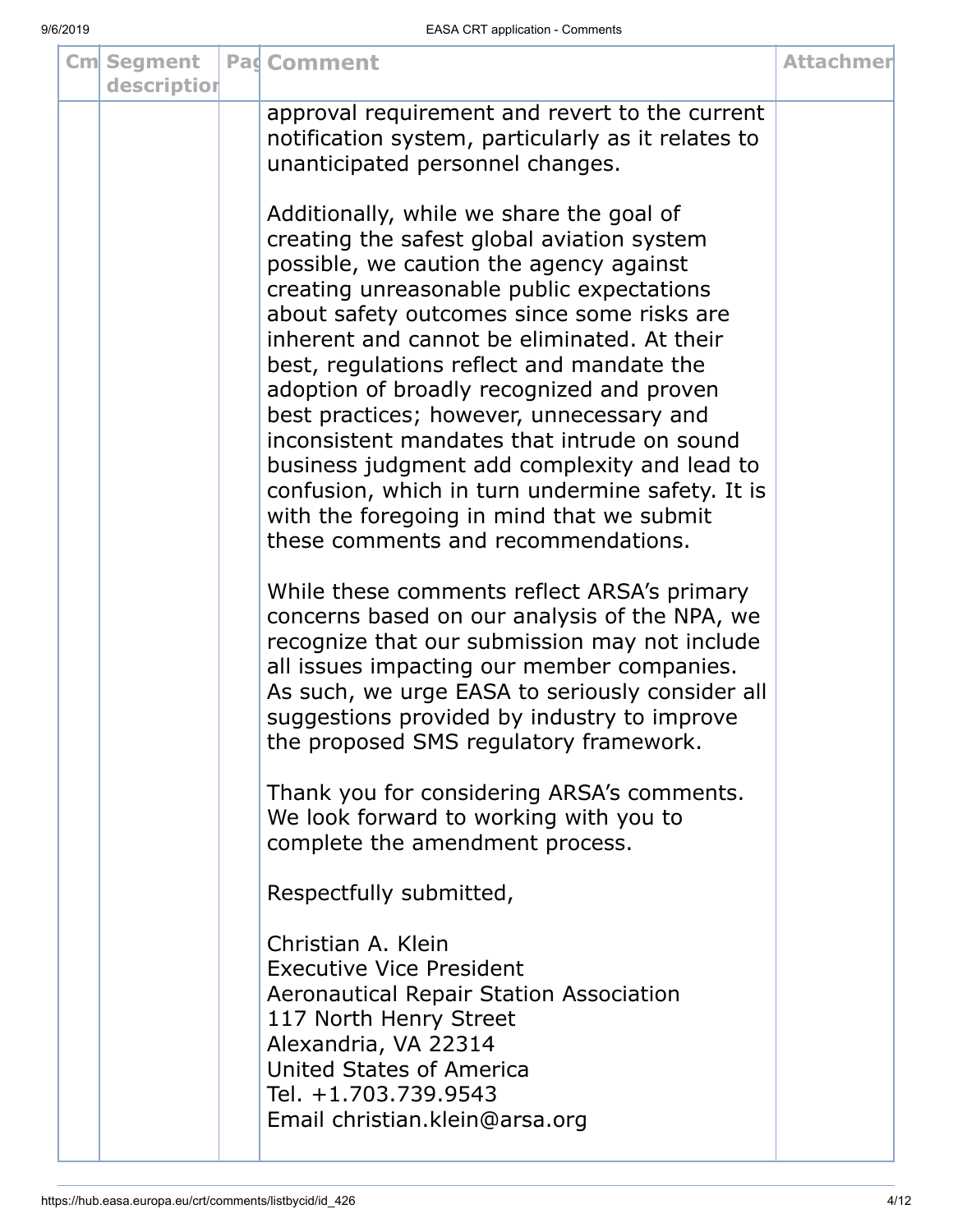| Cm | Segment description | Pag | Comment | Attachmer |
|---|---|---|---|---|
| | | | approval requirement and revert to the current notification system, particularly as it relates to unanticipated personnel changes.<br><br>Additionally, while we share the goal of creating the safest global aviation system possible, we caution the agency against creating unreasonable public expectations about safety outcomes since some risks are inherent and cannot be eliminated. At their best, regulations reflect and mandate the adoption of broadly recognized and proven best practices; however, unnecessary and inconsistent mandates that intrude on sound business judgment add complexity and lead to confusion, which in turn undermine safety. It is with the foregoing in mind that we submit these comments and recommendations.<br><br>While these comments reflect ARSA's primary concerns based on our analysis of the NPA, we recognize that our submission may not include all issues impacting our member companies. As such, we urge EASA to seriously consider all suggestions provided by industry to improve the proposed SMS regulatory framework.<br><br>Thank you for considering ARSA's comments. We look forward to working with you to complete the amendment process.<br><br>Respectfully submitted,<br><br>Christian A. Klein<br>Executive Vice President<br>Aeronautical Repair Station Association<br>117 North Henry Street<br>Alexandria, VA 22314<br>United States of America<br>Tel. +1.703.739.9543<br>Email christian.klein@arsa.org | |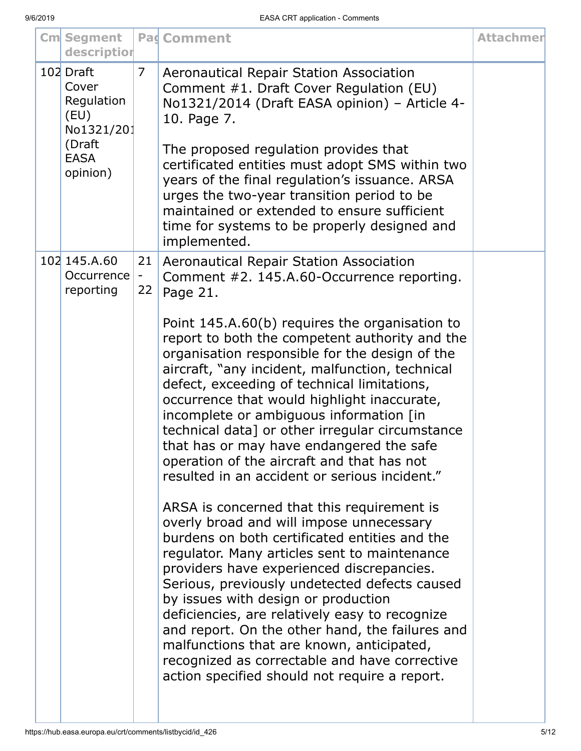| Cm | Segment description | Pag | Comment | Attachmen |
|---|---|---|---|---|
| 102 | Draft Cover Regulation (EU) No1321/201 (Draft EASA opinion) | 7 | Aeronautical Repair Station Association Comment #1. Draft Cover Regulation (EU) No1321/2014 (Draft EASA opinion) – Article 4-10. Page 7.<br><br>The proposed regulation provides that certificated entities must adopt SMS within two years of the final regulation's issuance. ARSA urges the two-year transition period to be maintained or extended to ensure sufficient time for systems to be properly designed and implemented. | |
| 102 | 145.A.60 Occurrence reporting | 21 - 22 | Aeronautical Repair Station Association Comment #2. 145.A.60-Occurrence reporting. Page 21.<br><br>Point 145.A.60(b) requires the organisation to report to both the competent authority and the organisation responsible for the design of the aircraft, "any incident, malfunction, technical defect, exceeding of technical limitations, occurrence that would highlight inaccurate, incomplete or ambiguous information [in technical data] or other irregular circumstance that has or may have endangered the safe operation of the aircraft and that has not resulted in an accident or serious incident."<br><br>ARSA is concerned that this requirement is overly broad and will impose unnecessary burdens on both certificated entities and the regulator. Many articles sent to maintenance providers have experienced discrepancies. Serious, previously undetected defects caused by issues with design or production deficiencies, are relatively easy to recognize and report. On the other hand, the failures and malfunctions that are known, anticipated, recognized as correctable and have corrective action specified should not require a report. | |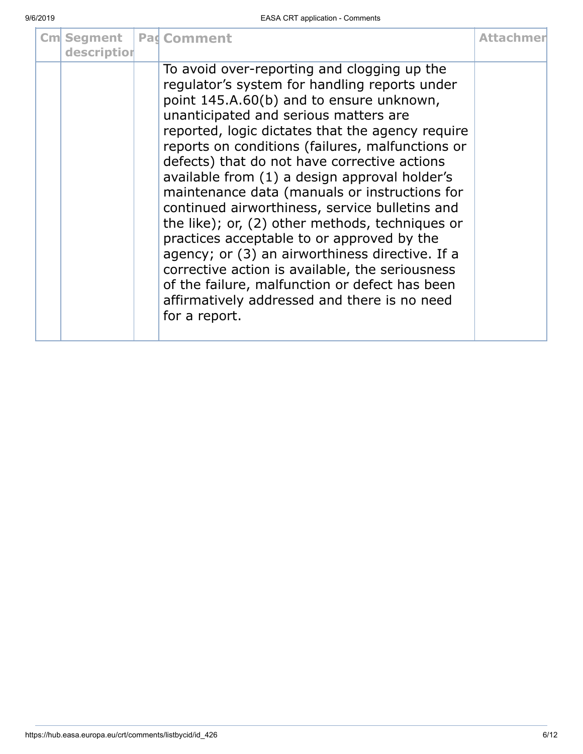| Cm | Segment description | Pag | Comment | Attachmen |
|---|---|---|---|---|
| | | | To avoid over-reporting and clogging up the regulator's system for handling reports under point 145.A.60(b) and to ensure unknown, unanticipated and serious matters are reported, logic dictates that the agency require reports on conditions (failures, malfunctions or defects) that do not have corrective actions available from (1) a design approval holder's maintenance data (manuals or instructions for continued airworthiness, service bulletins and the like); or, (2) other methods, techniques or practices acceptable to or approved by the agency; or (3) an airworthiness directive. If a corrective action is available, the seriousness of the failure, malfunction or defect has been affirmatively addressed and there is no need for a report. | |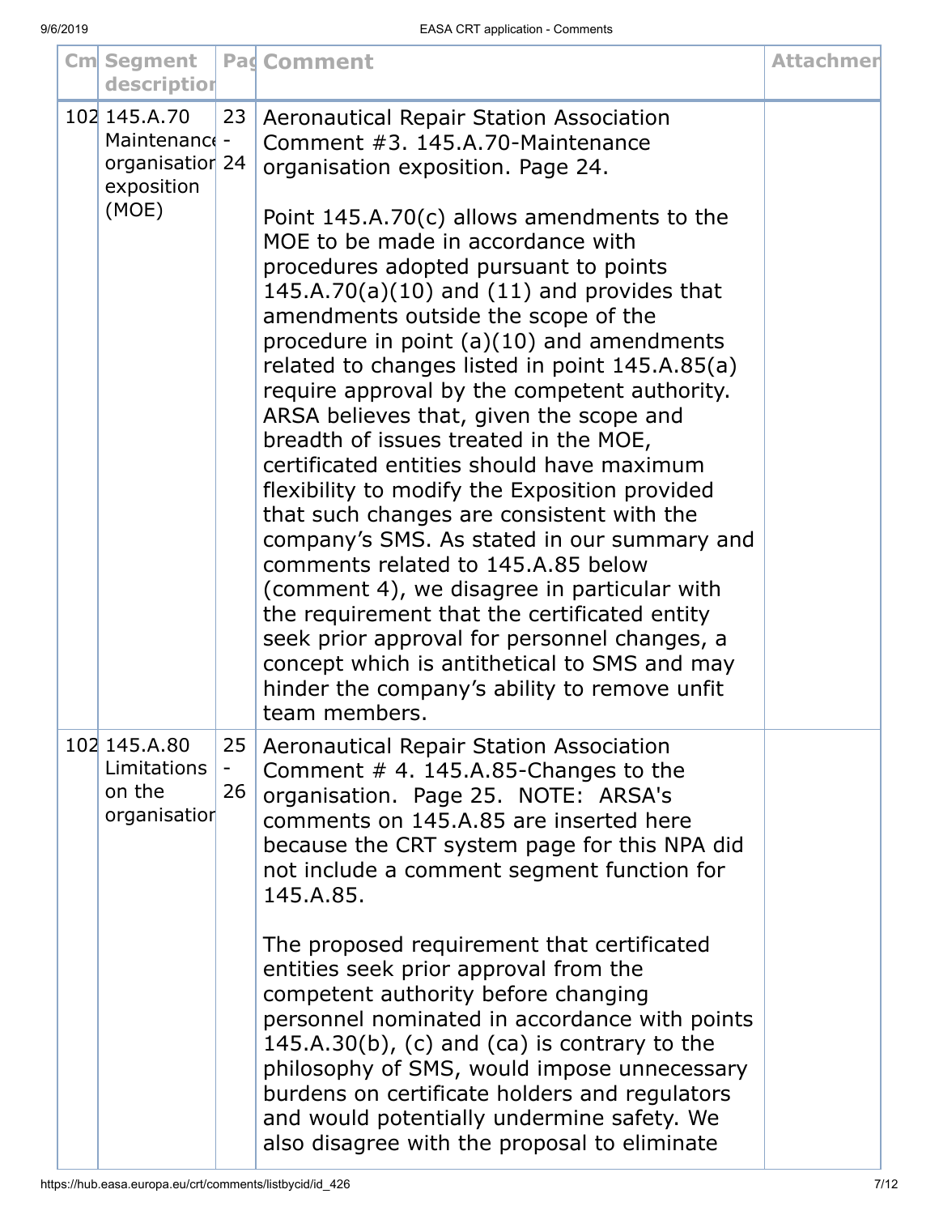| Cm | Segment description | Pag | Comment | Attachmer |
|---|---|---|---|---|
| 102 | 145.A.70 Maintenance organisation exposition (MOE) | 23 - 24 | Aeronautical Repair Station Association Comment #3. 145.A.70-Maintenance organisation exposition. Page 24.<br><br>Point 145.A.70(c) allows amendments to the MOE to be made in accordance with procedures adopted pursuant to points 145.A.70(a)(10) and (11) and provides that amendments outside the scope of the procedure in point (a)(10) and amendments related to changes listed in point 145.A.85(a) require approval by the competent authority. ARSA believes that, given the scope and breadth of issues treated in the MOE, certificated entities should have maximum flexibility to modify the Exposition provided that such changes are consistent with the company's SMS. As stated in our summary and comments related to 145.A.85 below (comment 4), we disagree in particular with the requirement that the certificated entity seek prior approval for personnel changes, a concept which is antithetical to SMS and may hinder the company's ability to remove unfit team members. | |
| 102 | 145.A.80 Limitations on the organisation | 25 - 26 | Aeronautical Repair Station Association Comment # 4. 145.A.85-Changes to the organisation. Page 25. NOTE: ARSA's comments on 145.A.85 are inserted here because the CRT system page for this NPA did not include a comment segment function for 145.A.85.<br><br>The proposed requirement that certificated entities seek prior approval from the competent authority before changing personnel nominated in accordance with points 145.A.30(b), (c) and (ca) is contrary to the philosophy of SMS, would impose unnecessary burdens on certificate holders and regulators and would potentially undermine safety. We also disagree with the proposal to eliminate | |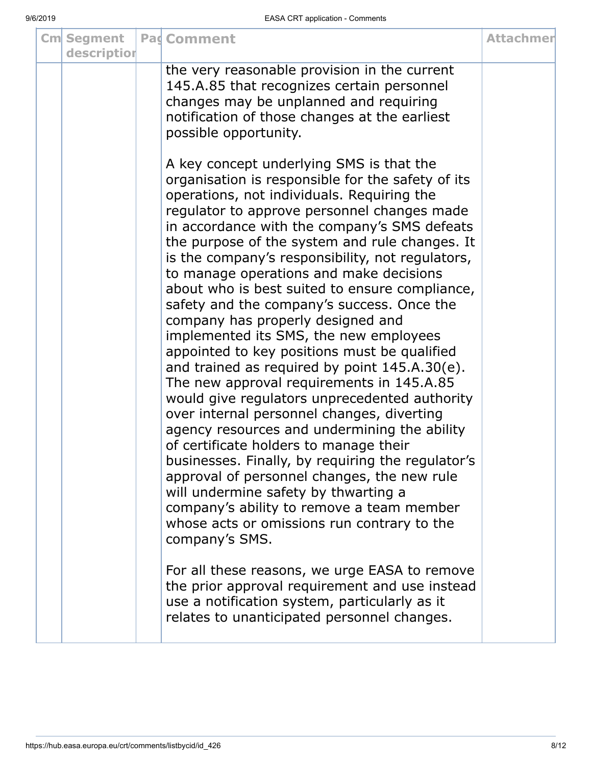| Cm | Segment description | Pag | Comment | Attachmen |
|---|---|---|---|---|
| | | | the very reasonable provision in the current 145.A.85 that recognizes certain personnel changes may be unplanned and requiring notification of those changes at the earliest possible opportunity.<br><br>A key concept underlying SMS is that the organisation is responsible for the safety of its operations, not individuals. Requiring the regulator to approve personnel changes made in accordance with the company's SMS defeats the purpose of the system and rule changes. It is the company's responsibility, not regulators, to manage operations and make decisions about who is best suited to ensure compliance, safety and the company's success. Once the company has properly designed and implemented its SMS, the new employees appointed to key positions must be qualified and trained as required by point 145.A.30(e). The new approval requirements in 145.A.85 would give regulators unprecedented authority over internal personnel changes, diverting agency resources and undermining the ability of certificate holders to manage their businesses. Finally, by requiring the regulator's approval of personnel changes, the new rule will undermine safety by thwarting a company's ability to remove a team member whose acts or omissions run contrary to the company's SMS.<br><br>For all these reasons, we urge EASA to remove the prior approval requirement and use instead use a notification system, particularly as it relates to unanticipated personnel changes. | |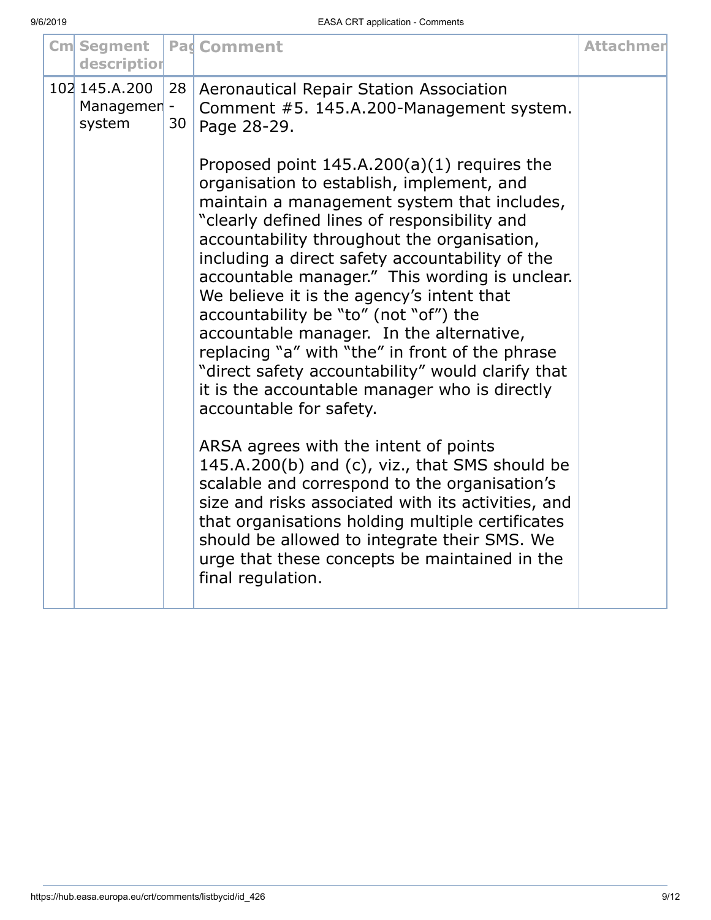| Cm | Segment description | Pag | Comment | Attachmer |
|---|---|---|---|---|
| 102 | 145.A.200 Management system | 28 - 30 | Aeronautical Repair Station Association Comment #5. 145.A.200-Management system. Page 28-29.<br><br>Proposed point 145.A.200(a)(1) requires the organisation to establish, implement, and maintain a management system that includes, "clearly defined lines of responsibility and accountability throughout the organisation, including a direct safety accountability of the accountable manager." This wording is unclear. We believe it is the agency's intent that accountability be "to" (not "of") the accountable manager. In the alternative, replacing "a" with "the" in front of the phrase "direct safety accountability" would clarify that it is the accountable manager who is directly accountable for safety.<br><br>ARSA agrees with the intent of points 145.A.200(b) and (c), viz., that SMS should be scalable and correspond to the organisation's size and risks associated with its activities, and that organisations holding multiple certificates should be allowed to integrate their SMS. We urge that these concepts be maintained in the final regulation. | |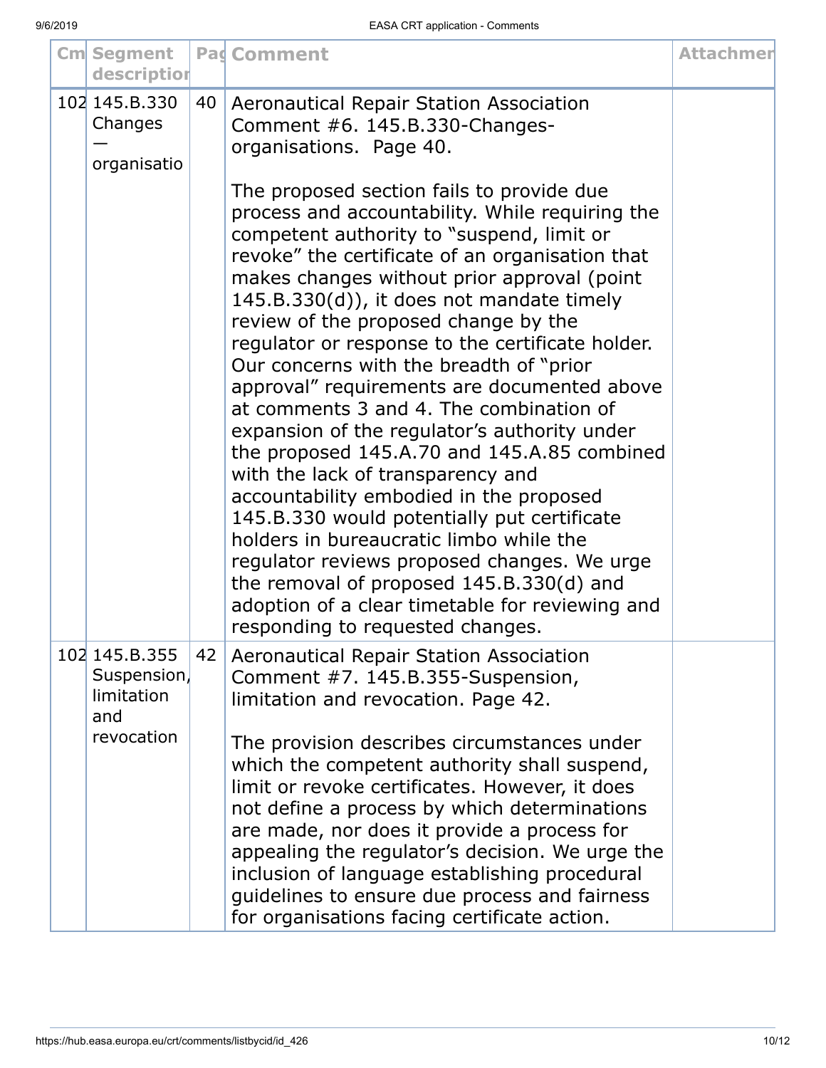| Cm | Segment description | Pag | Comment | Attachmer |
|---|---|---|---|---|
| 102 | 145.B.330 Changes — organisatio | 40 | Aeronautical Repair Station Association Comment #6. 145.B.330-Changes-organisations. Page 40.<br><br>The proposed section fails to provide due process and accountability. While requiring the competent authority to "suspend, limit or revoke" the certificate of an organisation that makes changes without prior approval (point 145.B.330(d)), it does not mandate timely review of the proposed change by the regulator or response to the certificate holder. Our concerns with the breadth of "prior approval" requirements are documented above at comments 3 and 4. The combination of expansion of the regulator's authority under the proposed 145.A.70 and 145.A.85 combined with the lack of transparency and accountability embodied in the proposed 145.B.330 would potentially put certificate holders in bureaucratic limbo while the regulator reviews proposed changes. We urge the removal of proposed 145.B.330(d) and adoption of a clear timetable for reviewing and responding to requested changes. | |
| 102 | 145.B.355 Suspension, limitation and revocation | 42 | Aeronautical Repair Station Association Comment #7. 145.B.355-Suspension, limitation and revocation. Page 42.<br><br>The provision describes circumstances under which the competent authority shall suspend, limit or revoke certificates. However, it does not define a process by which determinations are made, nor does it provide a process for appealing the regulator's decision. We urge the inclusion of language establishing procedural guidelines to ensure due process and fairness for organisations facing certificate action. | |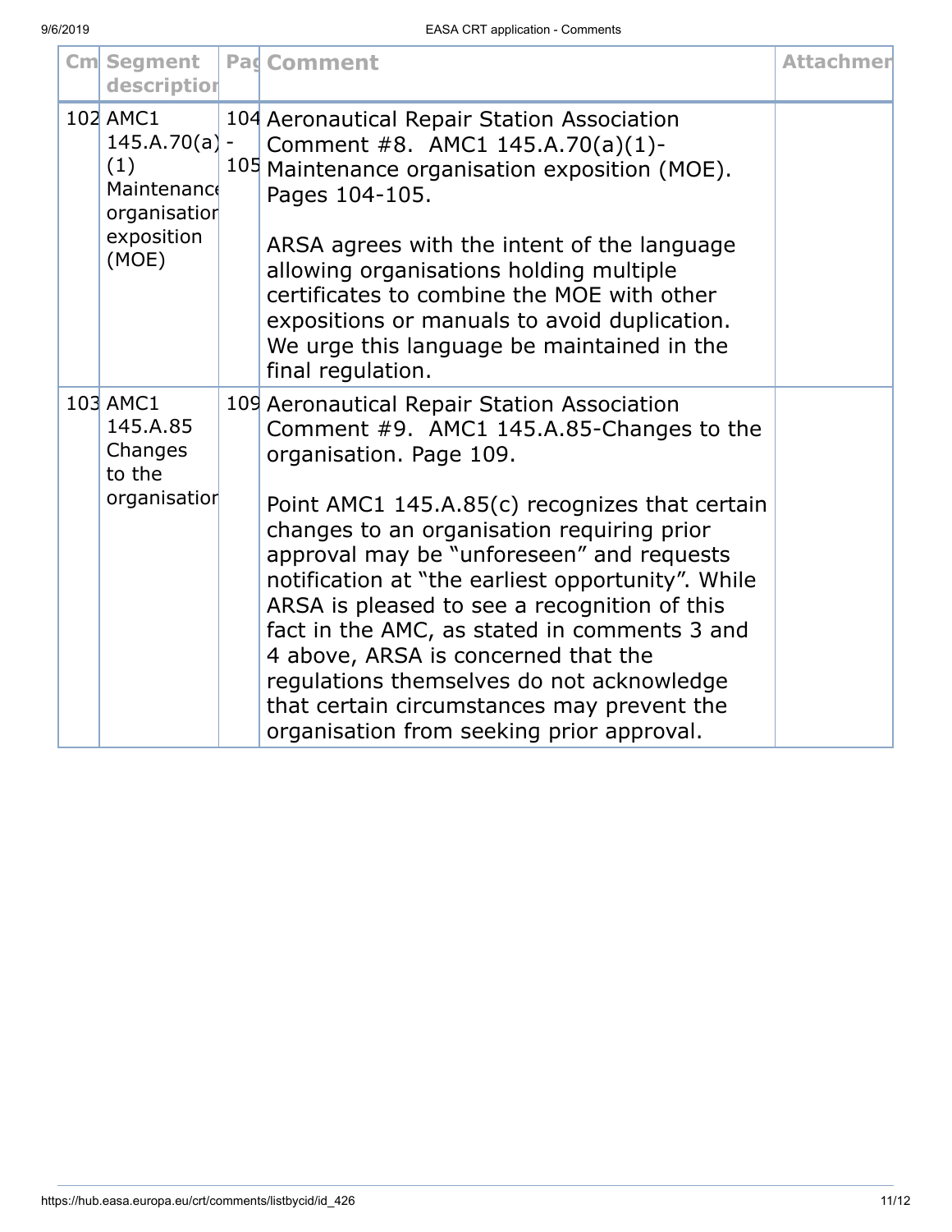| Cm | Segment description | Pag | Comment | Attachmen |
|---|---|---|---|---|
| 102 | AMC1 145.A.70(a)(1) Maintenance organisation exposition (MOE) | 104 - 105 | Aeronautical Repair Station Association Comment #8. AMC1 145.A.70(a)(1)- Maintenance organisation exposition (MOE). Pages 104-105.<br><br>ARSA agrees with the intent of the language allowing organisations holding multiple certificates to combine the MOE with other expositions or manuals to avoid duplication. We urge this language be maintained in the final regulation. | |
| 103 | AMC1 145.A.85 Changes to the organisation | 109 | Aeronautical Repair Station Association Comment #9. AMC1 145.A.85-Changes to the organisation. Page 109.<br><br>Point AMC1 145.A.85(c) recognizes that certain changes to an organisation requiring prior approval may be "unforeseen" and requests notification at "the earliest opportunity". While ARSA is pleased to see a recognition of this fact in the AMC, as stated in comments 3 and 4 above, ARSA is concerned that the regulations themselves do not acknowledge that certain circumstances may prevent the organisation from seeking prior approval. | |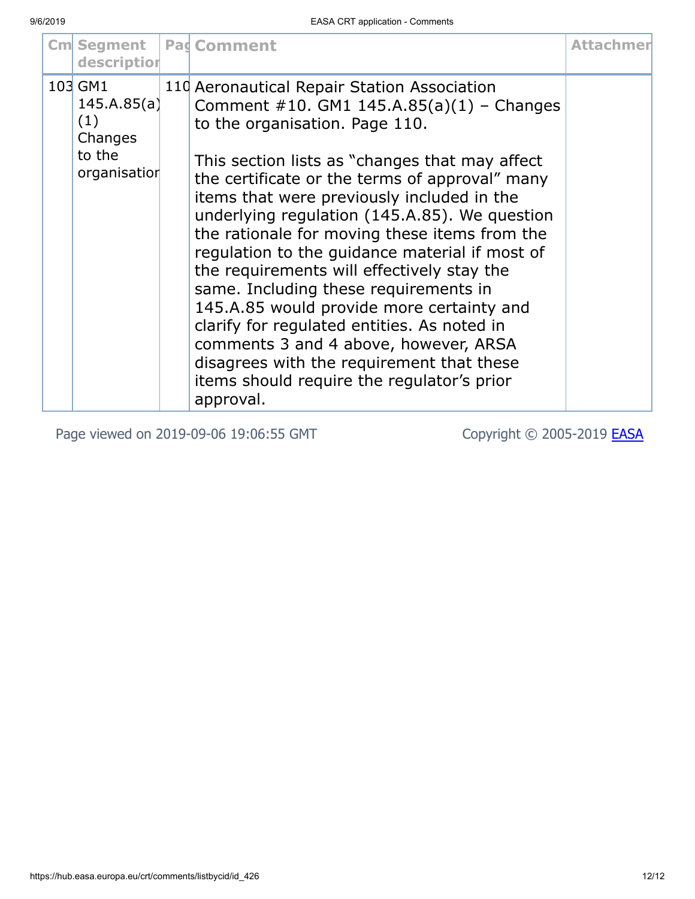| Cm | Segment description | Pag | Comment | Attachmen |
|---|---|---|---|---|
| 103 | GM1 145.A.85(a)(1) Changes to the organisation | 110 | Aeronautical Repair Station Association Comment #10. GM1 145.A.85(a)(1) – Changes to the organisation. Page 110.<br><br>This section lists as "changes that may affect the certificate or the terms of approval" many items that were previously included in the underlying regulation (145.A.85). We question the rationale for moving these items from the regulation to the guidance material if most of the requirements will effectively stay the same. Including these requirements in 145.A.85 would provide more certainty and clarify for regulated entities. As noted in comments 3 and 4 above, however, ARSA disagrees with the requirement that these items should require the regulator's prior approval. | |

Page viewed on 2019-09-06 19:06:55 GMT

Copyright © 2005-2019 EASA